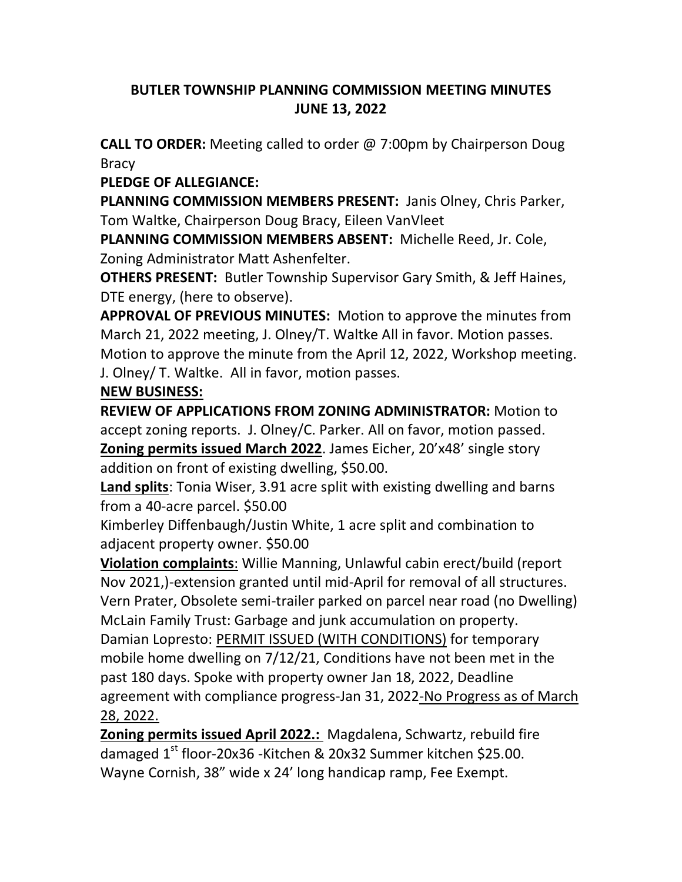# BUTLER TOWNSHIP PLANNING COMMISSION MEETING MINUTES
## JUNE 13, 2022

**CALL TO ORDER:** Meeting called to order @ 7:00pm by Chairperson Doug Bracy

**PLEDGE OF ALLEGIANCE:**

**PLANNING COMMISSION MEMBERS PRESENT:** Janis Olney, Chris Parker, Tom Waltke, Chairperson Doug Bracy, Eileen VanVleet

**PLANNING COMMISSION MEMBERS ABSENT:** Michelle Reed, Jr. Cole, Zoning Administrator Matt Ashenfelter.

**OTHERS PRESENT:** Butler Township Supervisor Gary Smith, & Jeff Haines, DTE energy, (here to observe).

**APPROVAL OF PREVIOUS MINUTES:** Motion to approve the minutes from March 21, 2022 meeting, J. Olney/T. Waltke All in favor. Motion passes. Motion to approve the minute from the April 12, 2022, Workshop meeting. J. Olney/ T. Waltke. All in favor, motion passes.

**NEW BUSINESS:**

**REVIEW OF APPLICATIONS FROM ZONING ADMINISTRATOR:** Motion to accept zoning reports. J. Olney/C. Parker. All on favor, motion passed.

**Zoning permits issued March 2022**. James Eicher, 20'x48' single story addition on front of existing dwelling, $50.00.

**Land splits**: Tonia Wiser, 3.91 acre split with existing dwelling and barns from a 40-acre parcel. $50.00

Kimberley Diffenbaugh/Justin White, 1 acre split and combination to adjacent property owner. $50.00

**Violation complaints**: Willie Manning, Unlawful cabin erect/build (report Nov 2021,)-extension granted until mid-April for removal of all structures.

Vern Prater, Obsolete semi-trailer parked on parcel near road (no Dwelling)

McLain Family Trust: Garbage and junk accumulation on property.

Damian Lopresto: PERMIT ISSUED (WITH CONDITIONS) for temporary mobile home dwelling on 7/12/21, Conditions have not been met in the past 180 days. Spoke with property owner Jan 18, 2022, Deadline agreement with compliance progress-Jan 31, 2022-No Progress as of March 28, 2022.

**Zoning permits issued April 2022.:** Magdalena, Schwartz, rebuild fire damaged 1st floor-20x36 -Kitchen & 20x32 Summer kitchen $25.00.

Wayne Cornish, 38" wide x 24' long handicap ramp, Fee Exempt.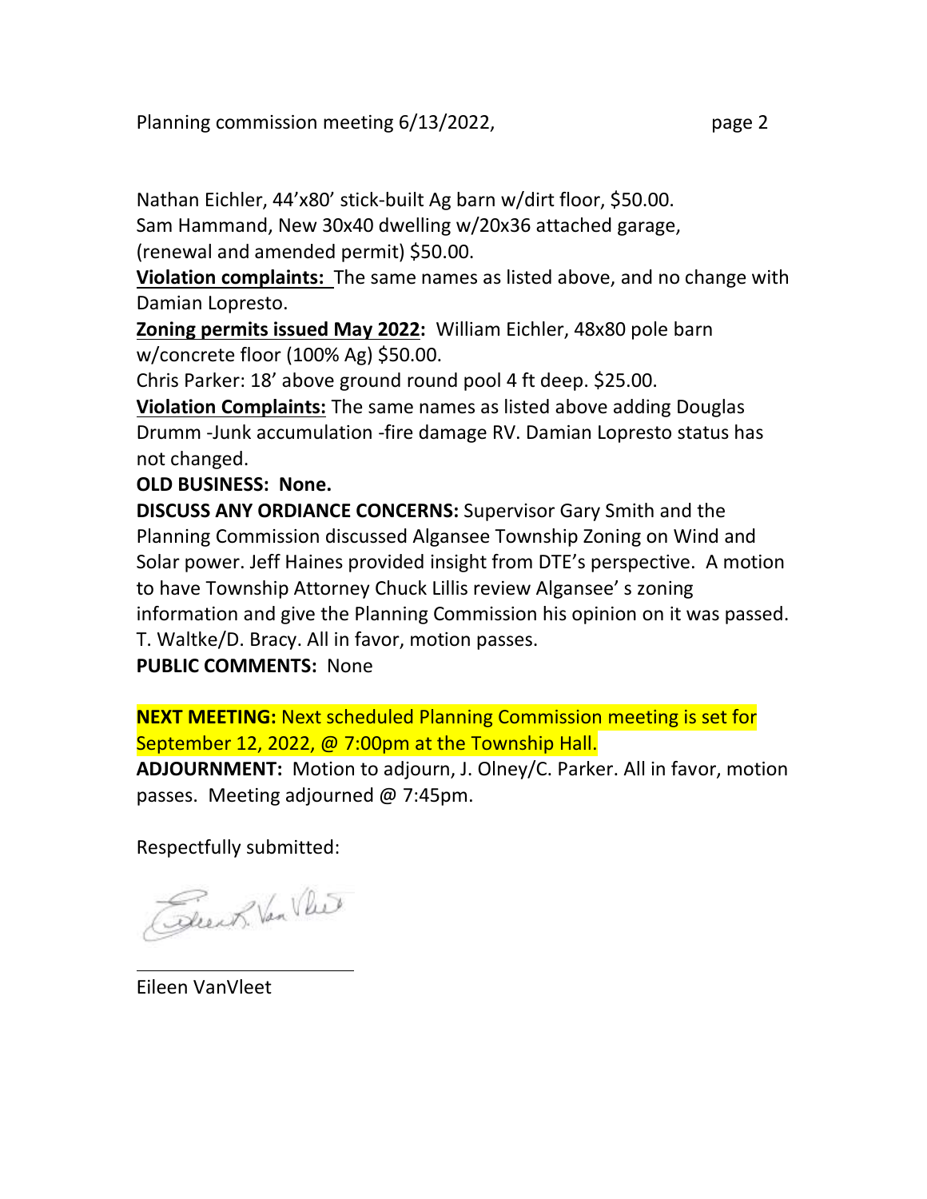Nathan Eichler, 44'x80' stick-built Ag barn w/dirt floor, $50.00.
Sam Hammand, New 30x40 dwelling w/20x36 attached garage, (renewal and amended permit) $50.00.

**<u>Violation complaints:</u>** The same names as listed above, and no change with Damian Lopresto.

**<u>Zoning permits issued May 2022</u>:** William Eichler, 48x80 pole barn w/concrete floor (100% Ag) $50.00.
Chris Parker: 18' above ground round pool 4 ft deep. $25.00.

**<u>Violation Complaints:</u>** The same names as listed above adding Douglas Drumm -Junk accumulation -fire damage RV. Damian Lopresto status has not changed.

**OLD BUSINESS: None.**

**DISCUSS ANY ORDIANCE CONCERNS:** Supervisor Gary Smith and the Planning Commission discussed Algansee Township Zoning on Wind and Solar power. Jeff Haines provided insight from DTE's perspective. A motion to have Township Attorney Chuck Lillis review Algansee' s zoning information and give the Planning Commission his opinion on it was passed. T. Waltke/D. Bracy. All in favor, motion passes.

**PUBLIC COMMENTS:** None

**NEXT MEETING:** Next scheduled Planning Commission meeting is set for September 12, 2022, @ 7:00pm at the Township Hall.

**ADJOURNMENT:** Motion to adjourn, J. Olney/C. Parker. All in favor, motion passes. Meeting adjourned @ 7:45pm.

Respectfully submitted:

Eileen VanVleet